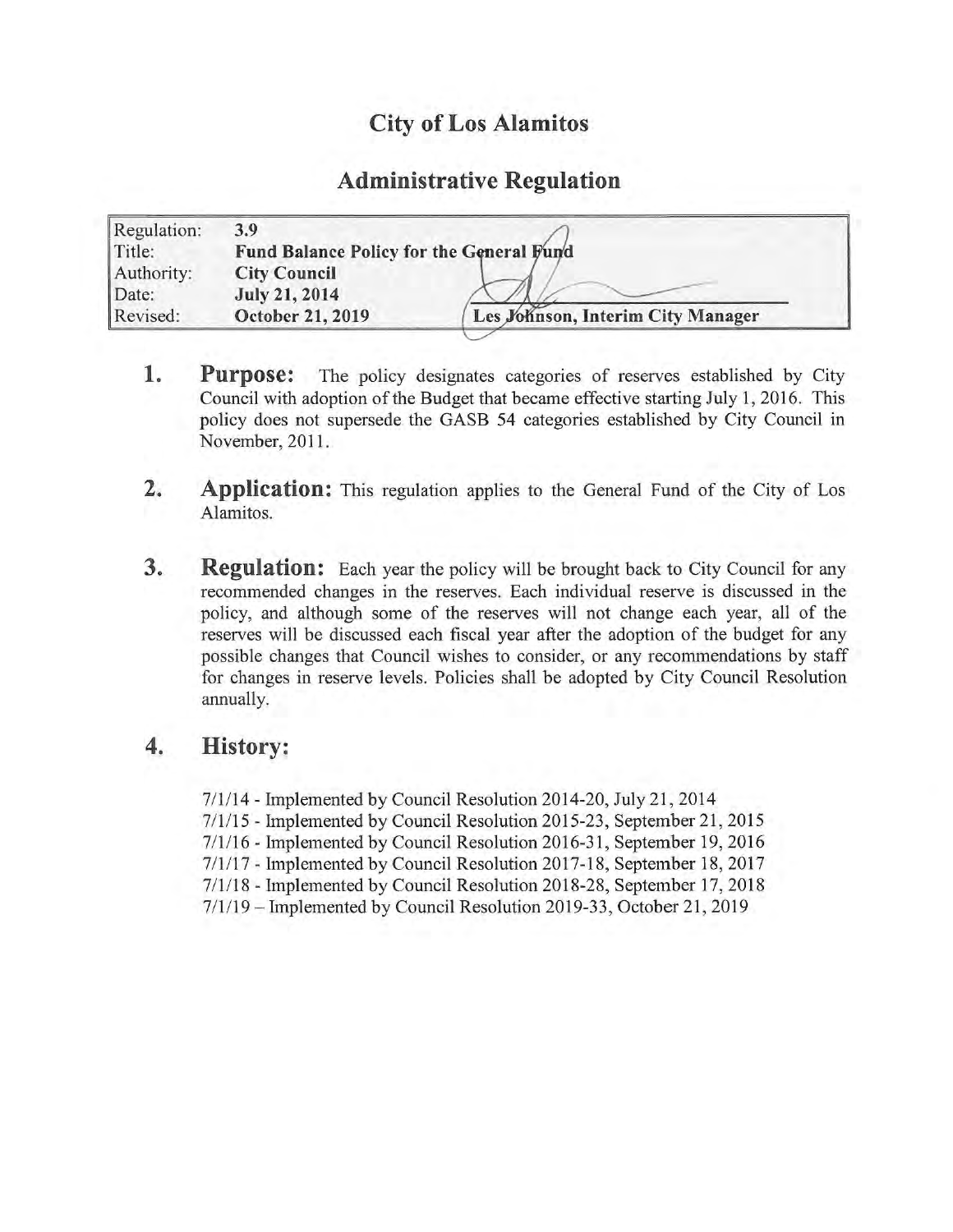# City of Los Alamitos

## Administrative Regulation

| Regulation: | 3.9 |
|---|---|
| Title: | **Fund Balance Policy for the General Fund** |
| Authority: | **City Council** |
| Date: | **July 21, 2014** |
| Revised: | **October 21, 2019** — **Les Johnson, Interim City Manager** |

1. **Purpose:** The policy designates categories of reserves established by City Council with adoption of the Budget that became effective starting July 1, 2016. This policy does not supersede the GASB 54 categories established by City Council in November, 2011.

2. **Application:** This regulation applies to the General Fund of the City of Los Alamitos.

3. **Regulation:** Each year the policy will be brought back to City Council for any recommended changes in the reserves. Each individual reserve is discussed in the policy, and although some of the reserves will not change each year, all of the reserves will be discussed each fiscal year after the adoption of the budget for any possible changes that Council wishes to consider, or any recommendations by staff for changes in reserve levels. Policies shall be adopted by City Council Resolution annually.

4. **History:**

   7/1/14 - Implemented by Council Resolution 2014-20, July 21, 2014
   7/1/15 - Implemented by Council Resolution 2015-23, September 21, 2015
   7/1/16 - Implemented by Council Resolution 2016-31, September 19, 2016
   7/1/17 - Implemented by Council Resolution 2017-18, September 18, 2017
   7/1/18 - Implemented by Council Resolution 2018-28, September 17, 2018
   7/1/19 – Implemented by Council Resolution 2019-33, October 21, 2019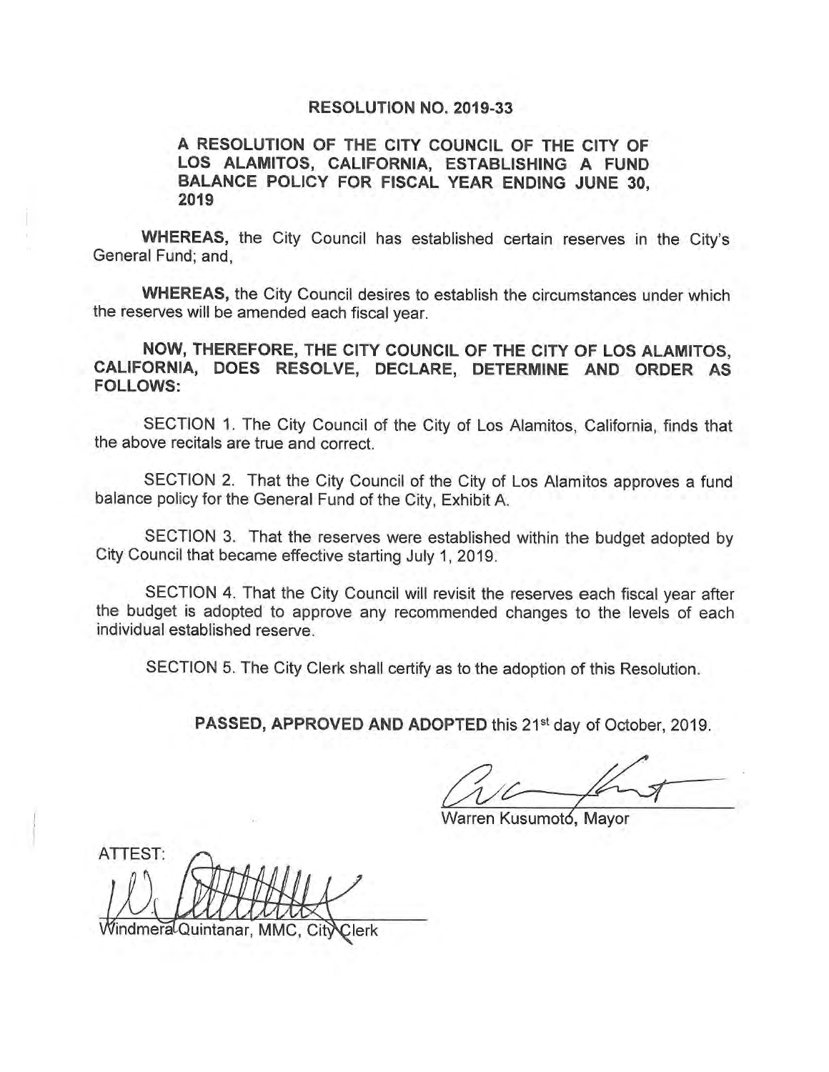# RESOLUTION NO. 2019-33

**A RESOLUTION OF THE CITY COUNCIL OF THE CITY OF LOS ALAMITOS, CALIFORNIA, ESTABLISHING A FUND BALANCE POLICY FOR FISCAL YEAR ENDING JUNE 30, 2019**

**WHEREAS,** the City Council has established certain reserves in the City's General Fund; and,

**WHEREAS,** the City Council desires to establish the circumstances under which the reserves will be amended each fiscal year.

**NOW, THEREFORE, THE CITY COUNCIL OF THE CITY OF LOS ALAMITOS, CALIFORNIA, DOES RESOLVE, DECLARE, DETERMINE AND ORDER AS FOLLOWS:**

SECTION 1. The City Council of the City of Los Alamitos, California, finds that the above recitals are true and correct.

SECTION 2. That the City Council of the City of Los Alamitos approves a fund balance policy for the General Fund of the City, Exhibit A.

SECTION 3. That the reserves were established within the budget adopted by City Council that became effective starting July 1, 2019.

SECTION 4. That the City Council will revisit the reserves each fiscal year after the budget is adopted to approve any recommended changes to the levels of each individual established reserve.

SECTION 5. The City Clerk shall certify as to the adoption of this Resolution.

**PASSED, APPROVED AND ADOPTED** this 21st day of October, 2019.

Warren Kusumoto, Mayor

ATTEST:

Windmera Quintanar, MMC, City Clerk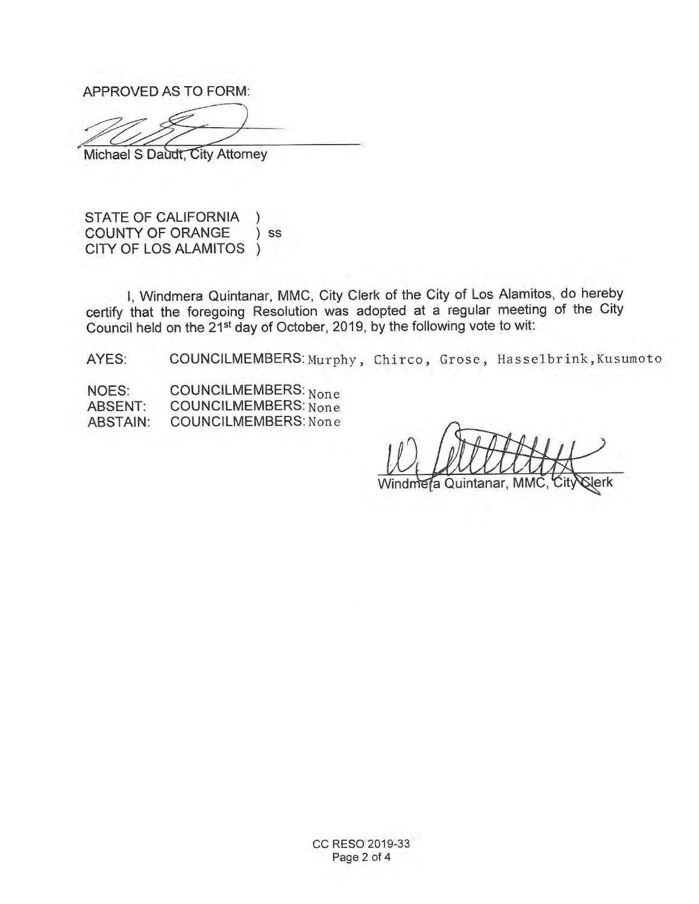APPROVED AS TO FORM:

Michael S Daudt, City Attorney

STATE OF CALIFORNIA )
COUNTY OF ORANGE ) ss
CITY OF LOS ALAMITOS )

I, Windmera Quintanar, MMC, City Clerk of the City of Los Alamitos, do hereby certify that the foregoing Resolution was adopted at a regular meeting of the City Council held on the 21st day of October, 2019, by the following vote to wit:

AYES: COUNCILMEMBERS: Murphy, Chirco, Grose, Hasselbrink, Kusumoto

NOES: COUNCILMEMBERS: None
ABSENT: COUNCILMEMBERS: None
ABSTAIN: COUNCILMEMBERS: None

Windmera Quintanar, MMC, City Clerk

CC RESO 2019-33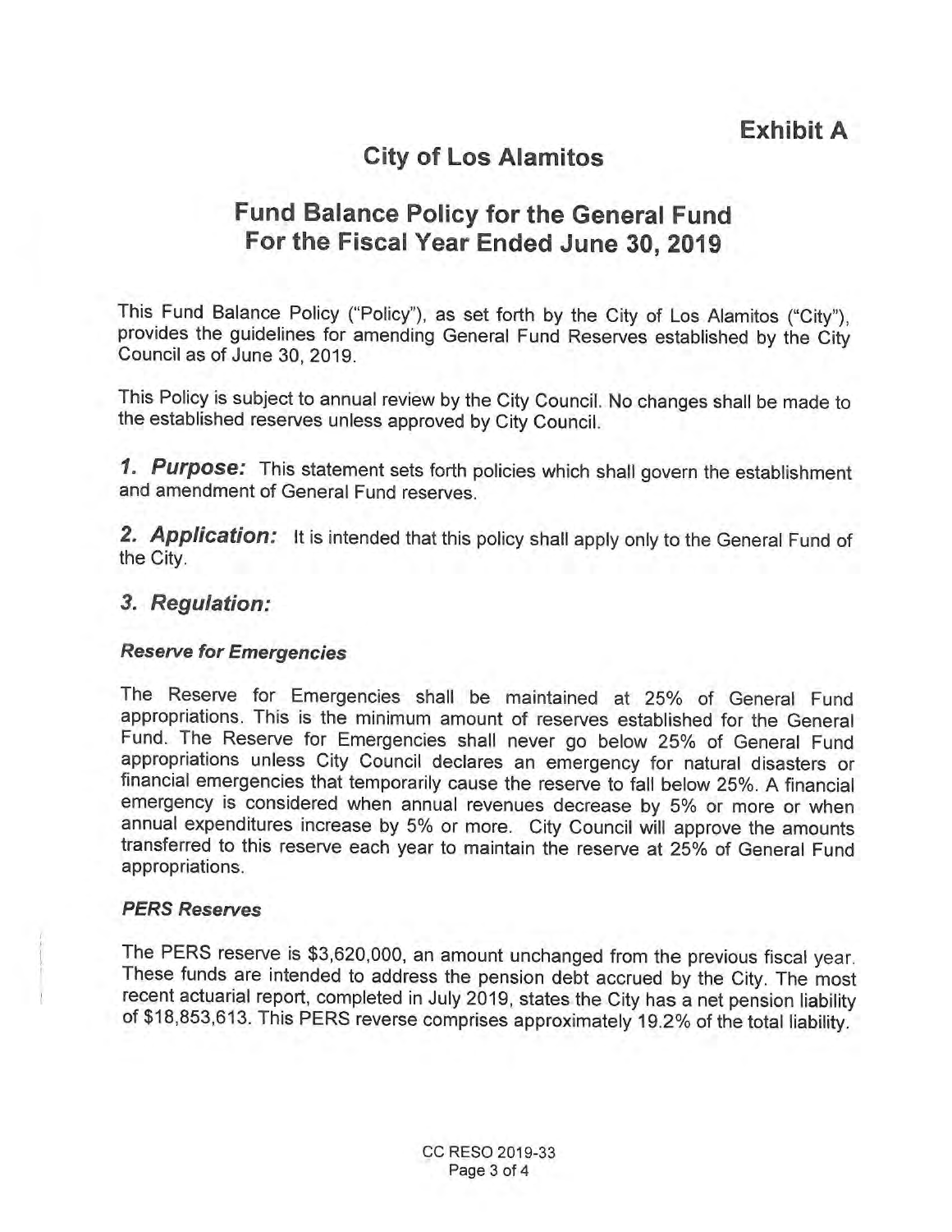**Exhibit A**

# City of Los Alamitos

## Fund Balance Policy for the General Fund For the Fiscal Year Ended June 30, 2019

This Fund Balance Policy ("Policy"), as set forth by the City of Los Alamitos ("City"), provides the guidelines for amending General Fund Reserves established by the City Council as of June 30, 2019.

This Policy is subject to annual review by the City Council. No changes shall be made to the established reserves unless approved by City Council.

***1. Purpose:*** This statement sets forth policies which shall govern the establishment and amendment of General Fund reserves.

***2. Application:*** It is intended that this policy shall apply only to the General Fund of the City.

### *3. Regulation:*

#### *Reserve for Emergencies*

The Reserve for Emergencies shall be maintained at 25% of General Fund appropriations. This is the minimum amount of reserves established for the General Fund. The Reserve for Emergencies shall never go below 25% of General Fund appropriations unless City Council declares an emergency for natural disasters or financial emergencies that temporarily cause the reserve to fall below 25%. A financial emergency is considered when annual revenues decrease by 5% or more or when annual expenditures increase by 5% or more. City Council will approve the amounts transferred to this reserve each year to maintain the reserve at 25% of General Fund appropriations.

#### *PERS Reserves*

The PERS reserve is $3,620,000, an amount unchanged from the previous fiscal year. These funds are intended to address the pension debt accrued by the City. The most recent actuarial report, completed in July 2019, states the City has a net pension liability of $18,853,613. This PERS reverse comprises approximately 19.2% of the total liability.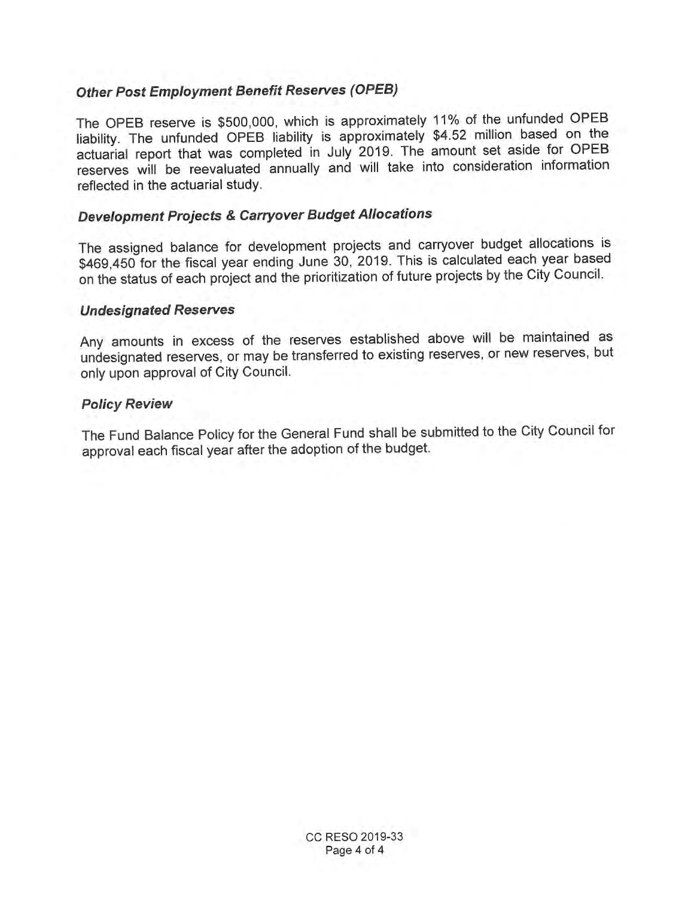### *Other Post Employment Benefit Reserves (OPEB)*

The OPEB reserve is $500,000, which is approximately 11% of the unfunded OPEB liability. The unfunded OPEB liability is approximately $4.52 million based on the actuarial report that was completed in July 2019. The amount set aside for OPEB reserves will be reevaluated annually and will take into consideration information reflected in the actuarial study.

### *Development Projects & Carryover Budget Allocations*

The assigned balance for development projects and carryover budget allocations is $469,450 for the fiscal year ending June 30, 2019. This is calculated each year based on the status of each project and the prioritization of future projects by the City Council.

### *Undesignated Reserves*

Any amounts in excess of the reserves established above will be maintained as undesignated reserves, or may be transferred to existing reserves, or new reserves, but only upon approval of City Council.

### *Policy Review*

The Fund Balance Policy for the General Fund shall be submitted to the City Council for approval each fiscal year after the adoption of the budget.